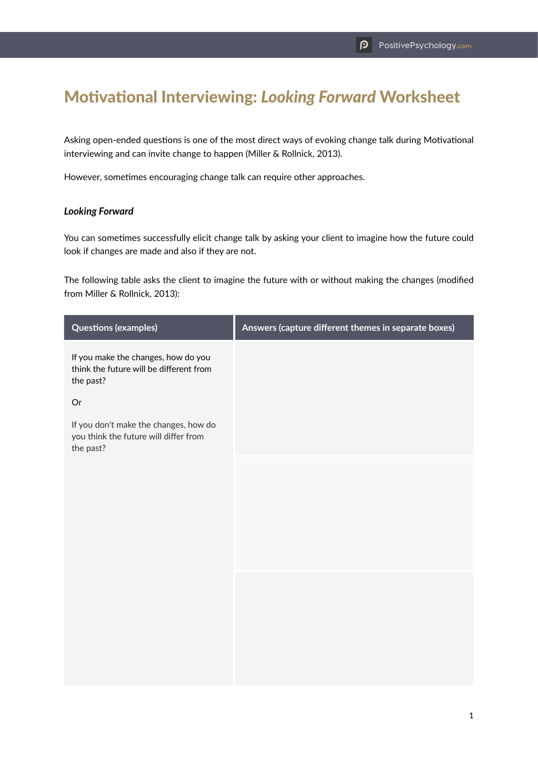# Motivational Interviewing: *Looking Forward* Worksheet

Asking open-ended questions is one of the most direct ways of evoking change talk during Motivational interviewing and can invite change to happen (Miller & Rollnick, 2013).

However, sometimes encouraging change talk can require other approaches.

### *Looking Forward*

You can sometimes successfully elicit change talk by asking your client to imagine how the future could look if changes are made and also if they are not.

The following table asks the client to imagine the future with or without making the changes (modified from Miller & Rollnick, 2013):

| Questions (examples) | Answers (capture different themes in separate boxes) |
| --- | --- |
| If you make the changes, how do you think the future will be different from the past?<br><br>Or<br><br>If you don't make the changes, how do you think the future will differ from the past? | |
| | |
| | |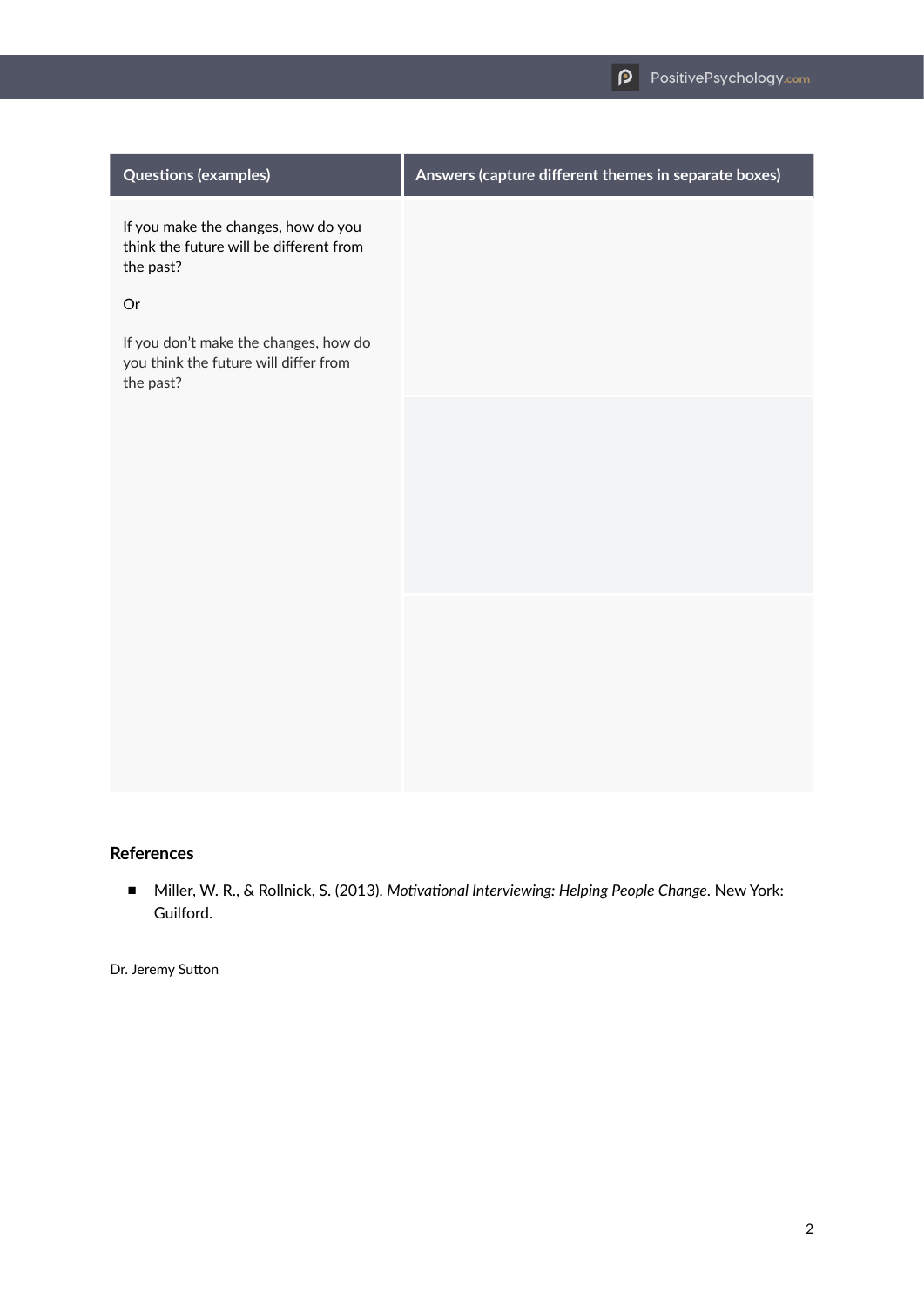| Questions (examples) | Answers (capture different themes in separate boxes) |
| --- | --- |
| If you make the changes, how do you think the future will be different from the past?<br><br>Or<br><br>If you don't make the changes, how do you think the future will differ from the past? | |
| | |
| | |

## References

- Miller, W. R., & Rollnick, S. (2013). *Motivational Interviewing: Helping People Change*. New York: Guilford.

Dr. Jeremy Sutton